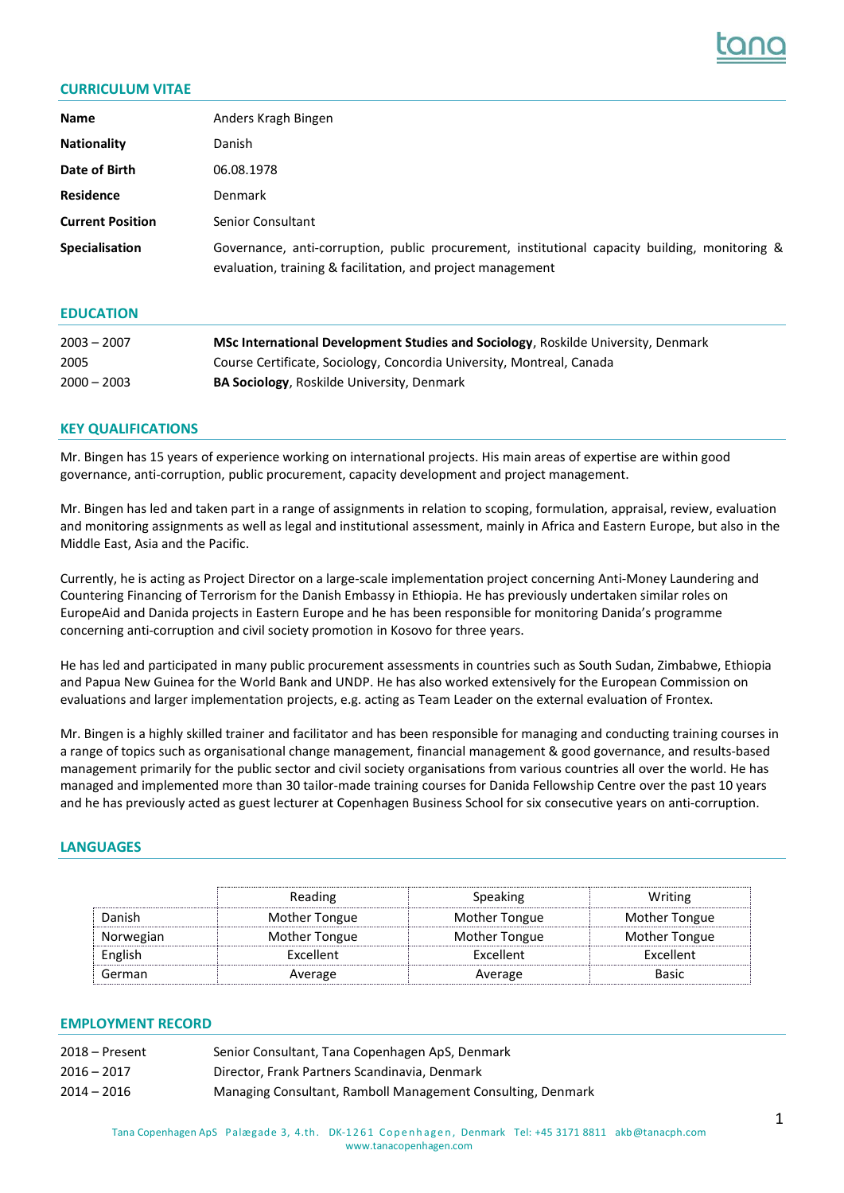## CURRICULUM VITAE

| | |
|---|---|
| **Name** | Anders Kragh Bingen |
| **Nationality** | Danish |
| **Date of Birth** | 06.08.1978 |
| **Residence** | Denmark |
| **Current Position** | Senior Consultant |
| **Specialisation** | Governance, anti-corruption, public procurement, institutional capacity building, monitoring & evaluation, training & facilitation, and project management |

## EDUCATION

| | |
|---|---|
| 2003 – 2007 | **MSc International Development Studies and Sociology**, Roskilde University, Denmark |
| 2005 | Course Certificate, Sociology, Concordia University, Montreal, Canada |
| 2000 – 2003 | **BA Sociology**, Roskilde University, Denmark |

## KEY QUALIFICATIONS

Mr. Bingen has 15 years of experience working on international projects. His main areas of expertise are within good governance, anti-corruption, public procurement, capacity development and project management.

Mr. Bingen has led and taken part in a range of assignments in relation to scoping, formulation, appraisal, review, evaluation and monitoring assignments as well as legal and institutional assessment, mainly in Africa and Eastern Europe, but also in the Middle East, Asia and the Pacific.

Currently, he is acting as Project Director on a large-scale implementation project concerning Anti-Money Laundering and Countering Financing of Terrorism for the Danish Embassy in Ethiopia. He has previously undertaken similar roles on EuropeAid and Danida projects in Eastern Europe and he has been responsible for monitoring Danida's programme concerning anti-corruption and civil society promotion in Kosovo for three years.

He has led and participated in many public procurement assessments in countries such as South Sudan, Zimbabwe, Ethiopia and Papua New Guinea for the World Bank and UNDP. He has also worked extensively for the European Commission on evaluations and larger implementation projects, e.g. acting as Team Leader on the external evaluation of Frontex.

Mr. Bingen is a highly skilled trainer and facilitator and has been responsible for managing and conducting training courses in a range of topics such as organisational change management, financial management & good governance, and results-based management primarily for the public sector and civil society organisations from various countries all over the world. He has managed and implemented more than 30 tailor-made training courses for Danida Fellowship Centre over the past 10 years and he has previously acted as guest lecturer at Copenhagen Business School for six consecutive years on anti-corruption.

## LANGUAGES

| | Reading | Speaking | Writing |
|---|---|---|---|
| Danish | Mother Tongue | Mother Tongue | Mother Tongue |
| Norwegian | Mother Tongue | Mother Tongue | Mother Tongue |
| English | Excellent | Excellent | Excellent |
| German | Average | Average | Basic |

## EMPLOYMENT RECORD

| | |
|---|---|
| 2018 – Present | Senior Consultant, Tana Copenhagen ApS, Denmark |
| 2016 – 2017 | Director, Frank Partners Scandinavia, Denmark |
| 2014 – 2016 | Managing Consultant, Ramboll Management Consulting, Denmark |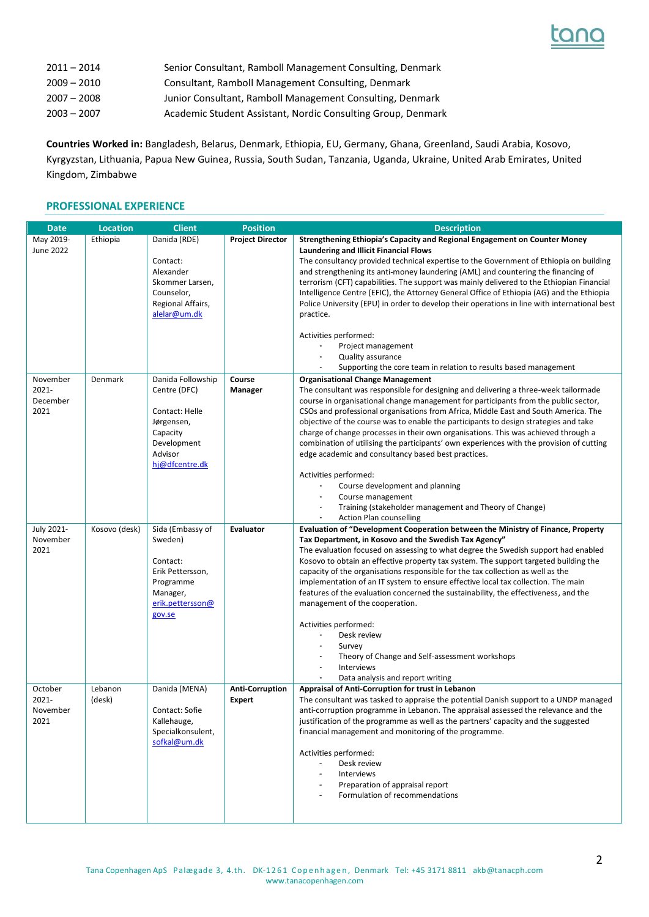| | |
|---|---|
| 2011 – 2014 | Senior Consultant, Ramboll Management Consulting, Denmark |
| 2009 – 2010 | Consultant, Ramboll Management Consulting, Denmark |
| 2007 – 2008 | Junior Consultant, Ramboll Management Consulting, Denmark |
| 2003 – 2007 | Academic Student Assistant, Nordic Consulting Group, Denmark |

**Countries Worked in:** Bangladesh, Belarus, Denmark, Ethiopia, EU, Germany, Ghana, Greenland, Saudi Arabia, Kosovo, Kyrgyzstan, Lithuania, Papua New Guinea, Russia, South Sudan, Tanzania, Uganda, Ukraine, United Arab Emirates, United Kingdom, Zimbabwe

## PROFESSIONAL EXPERIENCE

| Date | Location | Client | Position | Description |
|---|---|---|---|---|
| May 2019-June 2022 | Ethiopia | Danida (RDE)<br><br>Contact: Alexander Skommer Larsen, Counselor, Regional Affairs, alelar@um.dk | **Project Director** | **Strengthening Ethiopia's Capacity and Regional Engagement on Counter Money Laundering and Illicit Financial Flows**<br>The consultancy provided technical expertise to the Government of Ethiopia on building and strengthening its anti-money laundering (AML) and countering the financing of terrorism (CFT) capabilities. The support was mainly delivered to the Ethiopian Financial Intelligence Centre (EFIC), the Attorney General Office of Ethiopia (AG) and the Ethiopia Police University (EPU) in order to develop their operations in line with international best practice.<br><br>Activities performed:<br>- Project management<br>- Quality assurance<br>- Supporting the core team in relation to results based management |
| November 2021-December 2021 | Denmark | Danida Followship Centre (DFC)<br><br>Contact: Helle Jørgensen, Capacity Development Advisor hj@dfcentre.dk | **Course Manager** | **Organisational Change Management**<br>The consultant was responsible for designing and delivering a three-week tailormade course in organisational change management for participants from the public sector, CSOs and professional organisations from Africa, Middle East and South America. The objective of the course was to enable the participants to design strategies and take charge of change processes in their own organisations. This was achieved through a combination of utilising the participants' own experiences with the provision of cutting edge academic and consultancy based best practices.<br><br>Activities performed:<br>- Course development and planning<br>- Course management<br>- Training (stakeholder management and Theory of Change)<br>- Action Plan counselling |
| July 2021-November 2021 | Kosovo (desk) | Sida (Embassy of Sweden)<br><br>Contact: Erik Pettersson, Programme Manager, erik.pettersson@gov.se | **Evaluator** | **Evaluation of "Development Cooperation between the Ministry of Finance, Property Tax Department, in Kosovo and the Swedish Tax Agency"**<br>The evaluation focused on assessing to what degree the Swedish support had enabled Kosovo to obtain an effective property tax system. The support targeted building the capacity of the organisations responsible for the tax collection as well as the implementation of an IT system to ensure effective local tax collection. The main features of the evaluation concerned the sustainability, the effectiveness, and the management of the cooperation.<br><br>Activities performed:<br>- Desk review<br>- Survey<br>- Theory of Change and Self-assessment workshops<br>- Interviews<br>- Data analysis and report writing |
| October 2021-November 2021 | Lebanon (desk) | Danida (MENA)<br><br>Contact: Sofie Kallehauge, Specialkonsulent, sofkal@um.dk | **Anti-Corruption Expert** | **Appraisal of Anti-Corruption for trust in Lebanon**<br>The consultant was tasked to appraise the potential Danish support to a UNDP managed anti-corruption programme in Lebanon. The appraisal assessed the relevance and the justification of the programme as well as the partners' capacity and the suggested financial management and monitoring of the programme.<br><br>Activities performed:<br>- Desk review<br>- Interviews<br>- Preparation of appraisal report<br>- Formulation of recommendations |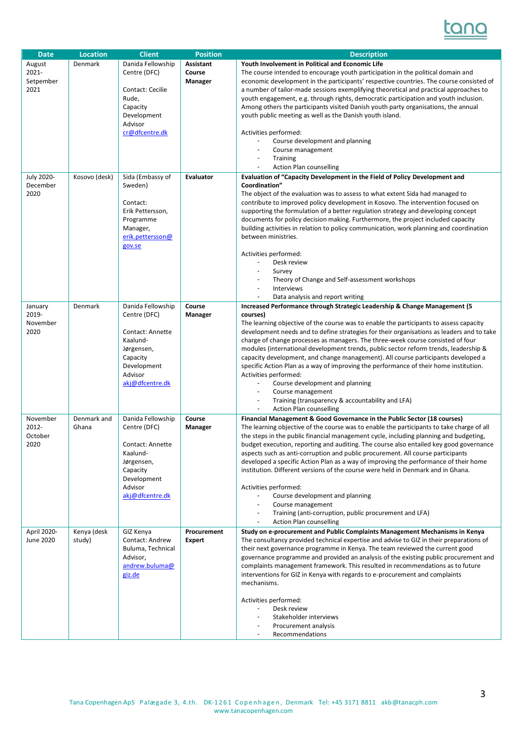| Date | Location | Client | Position | Description |
|---|---|---|---|---|
| August 2021- Setpember 2021 | Denmark | Danida Fellowship Centre (DFC)<br><br>Contact: Cecilie Rude, Capacity Development Advisor<br>cr@dfcentre.dk | **Assistant Course Manager** | **Youth Involvement in Political and Economic Life**<br>The course intended to encourage youth participation in the political domain and economic development in the participants' respective countries. The course consisted of a number of tailor-made sessions exemplifying theoretical and practical approaches to youth engagement, e.g. through rights, democratic participation and youth inclusion. Among others the participants visited Danish youth party organisations, the annual youth public meeting as well as the Danish youth island.<br><br>Activities performed:<br>- Course development and planning<br>- Course management<br>- Training<br>- Action Plan counselling |
| July 2020- December 2020 | Kosovo (desk) | Sida (Embassy of Sweden)<br><br>Contact: Erik Pettersson, Programme Manager, erik.pettersson@gov.se | **Evaluator** | **Evaluation of "Capacity Development in the Field of Policy Development and Coordination"**<br>The object of the evaluation was to assess to what extent Sida had managed to contribute to improved policy development in Kosovo. The intervention focused on supporting the formulation of a better regulation strategy and developing concept documents for policy decision making. Furthermore, the project included capacity building activities in relation to policy communication, work planning and coordination between ministries.<br><br>Activities performed:<br>- Desk review<br>- Survey<br>- Theory of Change and Self-assessment workshops<br>- Interviews<br>- Data analysis and report writing |
| January 2019- November 2020 | Denmark | Danida Fellowship Centre (DFC)<br><br>Contact: Annette Kaalund-Jørgensen, Capacity Development Advisor<br>akj@dfcentre.dk | **Course Manager** | **Increased Performance through Strategic Leadership & Change Management (5 courses)**<br>The learning objective of the course was to enable the participants to assess capacity development needs and to define strategies for their organisations as leaders and to take charge of change processes as managers. The three-week course consisted of four modules (international development trends, public sector reform trends, leadership & capacity development, and change management). All course participants developed a specific Action Plan as a way of improving the performance of their home institution.<br>Activities performed:<br>- Course development and planning<br>- Course management<br>- Training (transparency & accountability and LFA)<br>- Action Plan counselling |
| November 2012- October 2020 | Denmark and Ghana | Danida Fellowship Centre (DFC)<br><br>Contact: Annette Kaalund-Jørgensen, Capacity Development Advisor<br>akj@dfcentre.dk | **Course Manager** | **Financial Management & Good Governance in the Public Sector (18 courses)**<br>The learning objective of the course was to enable the participants to take charge of all the steps in the public financial management cycle, including planning and budgeting, budget execution, reporting and auditing. The course also entailed key good governance aspects such as anti-corruption and public procurement. All course participants developed a specific Action Plan as a way of improving the performance of their home institution. Different versions of the course were held in Denmark and in Ghana.<br><br>Activities performed:<br>- Course development and planning<br>- Course management<br>- Training (anti-corruption, public procurement and LFA)<br>- Action Plan counselling |
| April 2020- June 2020 | Kenya (desk study) | GIZ Kenya<br>Contact: Andrew Buluma, Technical Advisor, andrew.buluma@giz.de | **Procurement Expert** | **Study on e-procurement and Public Complaints Management Mechanisms in Kenya**<br>The consultancy provided technical expertise and advise to GIZ in their preparations of their next governance programme in Kenya. The team reviewed the current good governance programme and provided an analysis of the existing public procurement and complaints management framework. This resulted in recommendations as to future interventions for GIZ in Kenya with regards to e-procurement and complaints mechanisms.<br><br>Activities performed:<br>- Desk review<br>- Stakeholder interviews<br>- Procurement analysis<br>- Recommendations |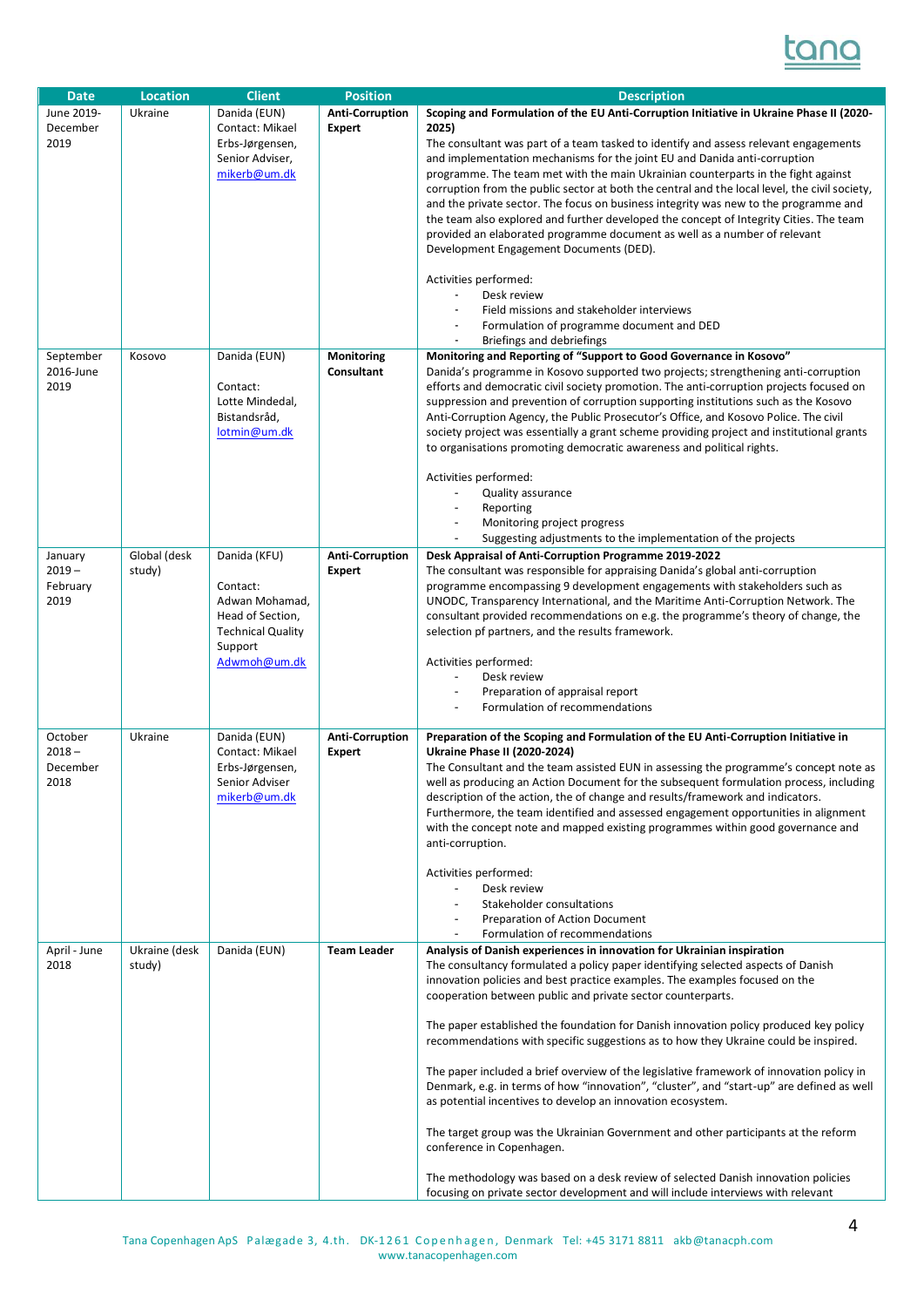| Date | Location | Client | Position | Description |
|---|---|---|---|---|
| June 2019-December 2019 | Ukraine | Danida (EUN) Contact: Mikael Erbs-Jørgensen, Senior Adviser, mikerb@um.dk | **Anti-Corruption Expert** | **Scoping and Formulation of the EU Anti-Corruption Initiative in Ukraine Phase II (2020-2025)**<br>The consultant was part of a team tasked to identify and assess relevant engagements and implementation mechanisms for the joint EU and Danida anti-corruption programme. The team met with the main Ukrainian counterparts in the fight against corruption from the public sector at both the central and the local level, the civil society, and the private sector. The focus on business integrity was new to the programme and the team also explored and further developed the concept of Integrity Cities. The team provided an elaborated programme document as well as a number of relevant Development Engagement Documents (DED).<br><br>Activities performed:<br>- Desk review<br>- Field missions and stakeholder interviews<br>- Formulation of programme document and DED<br>- Briefings and debriefings |
| September 2016-June 2019 | Kosovo | Danida (EUN)<br><br>Contact: Lotte Mindedal, Bistandsråd, lotmin@um.dk | **Monitoring Consultant** | **Monitoring and Reporting of "Support to Good Governance in Kosovo"**<br>Danida's programme in Kosovo supported two projects; strengthening anti-corruption efforts and democratic civil society promotion. The anti-corruption projects focused on suppression and prevention of corruption supporting institutions such as the Kosovo Anti-Corruption Agency, the Public Prosecutor's Office, and Kosovo Police. The civil society project was essentially a grant scheme providing project and institutional grants to organisations promoting democratic awareness and political rights.<br><br>Activities performed:<br>- Quality assurance<br>- Reporting<br>- Monitoring project progress<br>- Suggesting adjustments to the implementation of the projects |
| January 2019 – February 2019 | Global (desk study) | Danida (KFU)<br><br>Contact: Adwan Mohamad, Head of Section, Technical Quality Support Adwmoh@um.dk | **Anti-Corruption Expert** | **Desk Appraisal of Anti-Corruption Programme 2019-2022**<br>The consultant was responsible for appraising Danida's global anti-corruption programme encompassing 9 development engagements with stakeholders such as UNODC, Transparency International, and the Maritime Anti-Corruption Network. The consultant provided recommendations on e.g. the programme's theory of change, the selection pf partners, and the results framework.<br><br>Activities performed:<br>- Desk review<br>- Preparation of appraisal report<br>- Formulation of recommendations |
| October 2018 – December 2018 | Ukraine | Danida (EUN) Contact: Mikael Erbs-Jørgensen, Senior Adviser mikerb@um.dk | **Anti-Corruption Expert** | **Preparation of the Scoping and Formulation of the EU Anti-Corruption Initiative in Ukraine Phase II (2020-2024)**<br>The Consultant and the team assisted EUN in assessing the programme's concept note as well as producing an Action Document for the subsequent formulation process, including description of the action, the of change and results/framework and indicators. Furthermore, the team identified and assessed engagement opportunities in alignment with the concept note and mapped existing programmes within good governance and anti-corruption.<br><br>Activities performed:<br>- Desk review<br>- Stakeholder consultations<br>- Preparation of Action Document<br>- Formulation of recommendations |
| April - June 2018 | Ukraine (desk study) | Danida (EUN) | **Team Leader** | **Analysis of Danish experiences in innovation for Ukrainian inspiration**<br>The consultancy formulated a policy paper identifying selected aspects of Danish innovation policies and best practice examples. The examples focused on the cooperation between public and private sector counterparts.<br><br>The paper established the foundation for Danish innovation policy produced key policy recommendations with specific suggestions as to how they Ukraine could be inspired.<br><br>The paper included a brief overview of the legislative framework of innovation policy in Denmark, e.g. in terms of how "innovation", "cluster", and "start-up" are defined as well as potential incentives to develop an innovation ecosystem.<br><br>The target group was the Ukrainian Government and other participants at the reform conference in Copenhagen.<br><br>The methodology was based on a desk review of selected Danish innovation policies focusing on private sector development and will include interviews with relevant |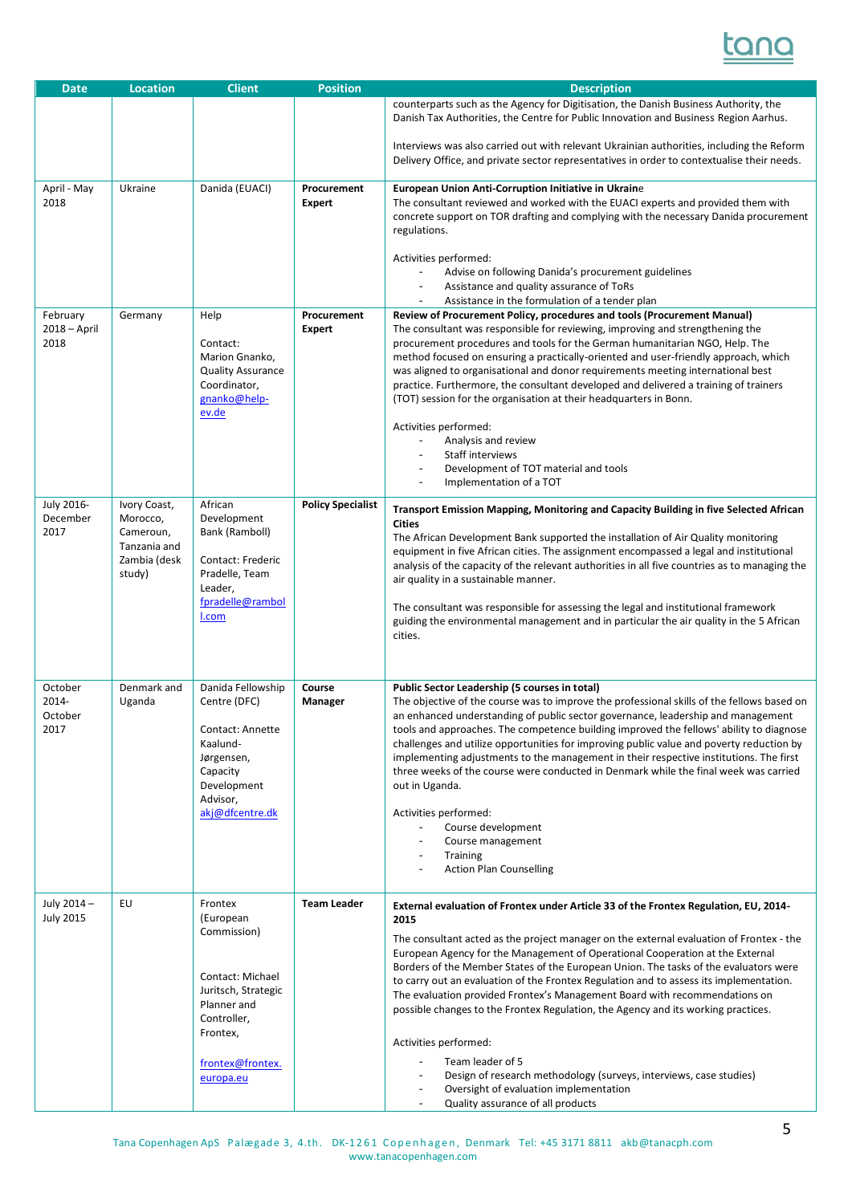| Date | Location | Client | Position | Description |
|---|---|---|---|---|
| | | | | counterparts such as the Agency for Digitisation, the Danish Business Authority, the Danish Tax Authorities, the Centre for Public Innovation and Business Region Aarhus.<br><br>Interviews was also carried out with relevant Ukrainian authorities, including the Reform Delivery Office, and private sector representatives in order to contextualise their needs. |
| April - May 2018 | Ukraine | Danida (EUACI) | **Procurement Expert** | **European Union Anti-Corruption Initiative in Ukraine**<br>The consultant reviewed and worked with the EUACI experts and provided them with concrete support on TOR drafting and complying with the necessary Danida procurement regulations.<br><br>Activities performed:<br>- Advise on following Danida's procurement guidelines<br>- Assistance and quality assurance of ToRs<br>- Assistance in the formulation of a tender plan |
| February 2018 – April 2018 | Germany | Help<br><br>Contact: Marion Gnanko, Quality Assurance Coordinator, gnanko@help-ev.de | **Procurement Expert** | **Review of Procurement Policy, procedures and tools (Procurement Manual)**<br>The consultant was responsible for reviewing, improving and strengthening the procurement procedures and tools for the German humanitarian NGO, Help. The method focused on ensuring a practically-oriented and user-friendly approach, which was aligned to organisational and donor requirements meeting international best practice. Furthermore, the consultant developed and delivered a training of trainers (TOT) session for the organisation at their headquarters in Bonn.<br><br>Activities performed:<br>- Analysis and review<br>- Staff interviews<br>- Development of TOT material and tools<br>- Implementation of a TOT |
| July 2016- December 2017 | Ivory Coast, Morocco, Cameroun, Tanzania and Zambia (desk study) | African Development Bank (Ramboll)<br><br>Contact: Frederic Pradelle, Team Leader, fpradelle@ramboll.com | **Policy Specialist** | **Transport Emission Mapping, Monitoring and Capacity Building in five Selected African Cities**<br>The African Development Bank supported the installation of Air Quality monitoring equipment in five African cities. The assignment encompassed a legal and institutional analysis of the capacity of the relevant authorities in all five countries as to managing the air quality in a sustainable manner.<br><br>The consultant was responsible for assessing the legal and institutional framework guiding the environmental management and in particular the air quality in the 5 African cities. |
| October 2014- October 2017 | Denmark and Uganda | Danida Fellowship Centre (DFC)<br><br>Contact: Annette Kaalund-Jørgensen, Capacity Development Advisor, akj@dfcentre.dk | **Course Manager** | **Public Sector Leadership (5 courses in total)**<br>The objective of the course was to improve the professional skills of the fellows based on an enhanced understanding of public sector governance, leadership and management tools and approaches. The competence building improved the fellows' ability to diagnose challenges and utilize opportunities for improving public value and poverty reduction by implementing adjustments to the management in their respective institutions. The first three weeks of the course were conducted in Denmark while the final week was carried out in Uganda.<br><br>Activities performed:<br>- Course development<br>- Course management<br>- Training<br>- Action Plan Counselling |
| July 2014 – July 2015 | EU | Frontex (European Commission)<br><br>Contact: Michael Juritsch, Strategic Planner and Controller, Frontex,<br><br>frontex@frontex.europa.eu | **Team Leader** | **External evaluation of Frontex under Article 33 of the Frontex Regulation, EU, 2014-2015**<br><br>The consultant acted as the project manager on the external evaluation of Frontex - the European Agency for the Management of Operational Cooperation at the External Borders of the Member States of the European Union. The tasks of the evaluators were to carry out an evaluation of the Frontex Regulation and to assess its implementation. The evaluation provided Frontex's Management Board with recommendations on possible changes to the Frontex Regulation, the Agency and its working practices.<br><br>Activities performed:<br>- Team leader of 5<br>- Design of research methodology (surveys, interviews, case studies)<br>- Oversight of evaluation implementation<br>- Quality assurance of all products |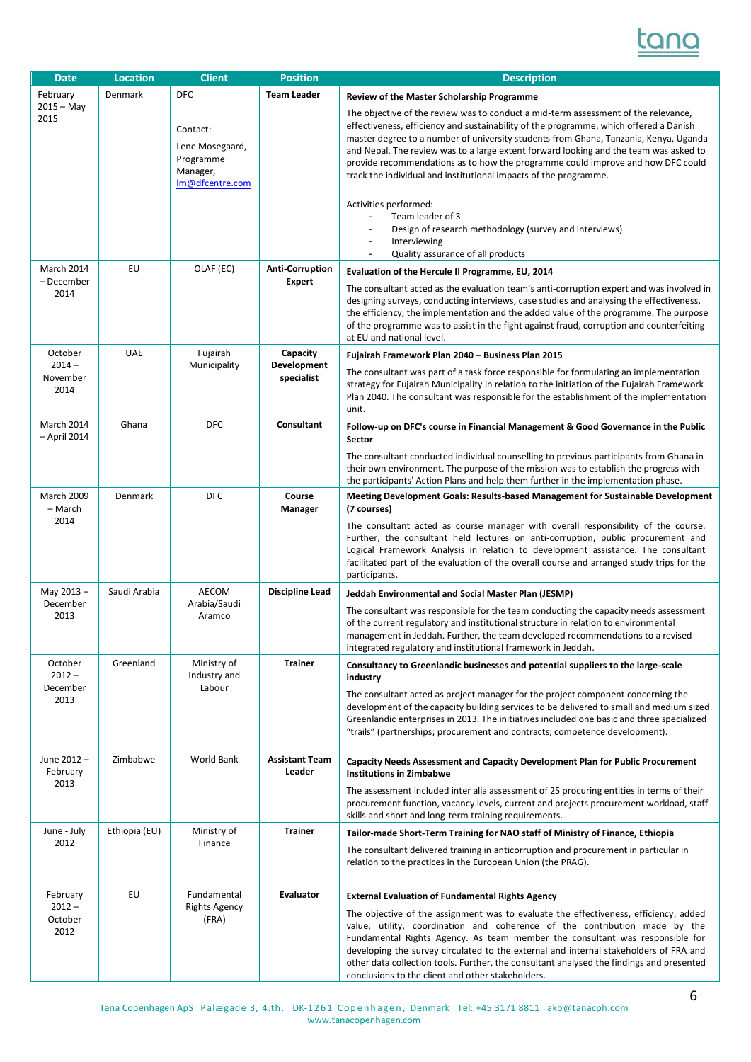| Date | Location | Client | Position | Description |
|---|---|---|---|---|
| February 2015 – May 2015 | Denmark | DFC<br><br>Contact:<br>Lene Mosegaard, Programme Manager, lm@dfcentre.com | **Team Leader** | **Review of the Master Scholarship Programme**<br><br>The objective of the review was to conduct a mid-term assessment of the relevance, effectiveness, efficiency and sustainability of the programme, which offered a Danish master degree to a number of university students from Ghana, Tanzania, Kenya, Uganda and Nepal. The review was to a large extent forward looking and the team was asked to provide recommendations as to how the programme could improve and how DFC could track the individual and institutional impacts of the programme.<br><br>Activities performed:<br>- Team leader of 3<br>- Design of research methodology (survey and interviews)<br>- Interviewing<br>- Quality assurance of all products |
| March 2014 – December 2014 | EU | OLAF (EC) | **Anti-Corruption Expert** | **Evaluation of the Hercule II Programme, EU, 2014**<br><br>The consultant acted as the evaluation team's anti-corruption expert and was involved in designing surveys, conducting interviews, case studies and analysing the effectiveness, the efficiency, the implementation and the added value of the programme. The purpose of the programme was to assist in the fight against fraud, corruption and counterfeiting at EU and national level. |
| October 2014 – November 2014 | UAE | Fujairah Municipality | **Capacity Development specialist** | **Fujairah Framework Plan 2040 – Business Plan 2015**<br><br>The consultant was part of a task force responsible for formulating an implementation strategy for Fujairah Municipality in relation to the initiation of the Fujairah Framework Plan 2040. The consultant was responsible for the establishment of the implementation unit. |
| March 2014 – April 2014 | Ghana | DFC | **Consultant** | **Follow-up on DFC's course in Financial Management & Good Governance in the Public Sector**<br><br>The consultant conducted individual counselling to previous participants from Ghana in their own environment. The purpose of the mission was to establish the progress with the participants' Action Plans and help them further in the implementation phase. |
| March 2009 – March 2014 | Denmark | DFC | **Course Manager** | **Meeting Development Goals: Results-based Management for Sustainable Development (7 courses)**<br><br>The consultant acted as course manager with overall responsibility of the course. Further, the consultant held lectures on anti-corruption, public procurement and Logical Framework Analysis in relation to development assistance. The consultant facilitated part of the evaluation of the overall course and arranged study trips for the participants. |
| May 2013 – December 2013 | Saudi Arabia | AECOM Arabia/Saudi Aramco | **Discipline Lead** | **Jeddah Environmental and Social Master Plan (JESMP)**<br><br>The consultant was responsible for the team conducting the capacity needs assessment of the current regulatory and institutional structure in relation to environmental management in Jeddah. Further, the team developed recommendations to a revised integrated regulatory and institutional framework in Jeddah. |
| October 2012 – December 2013 | Greenland | Ministry of Industry and Labour | **Trainer** | **Consultancy to Greenlandic businesses and potential suppliers to the large-scale industry**<br><br>The consultant acted as project manager for the project component concerning the development of the capacity building services to be delivered to small and medium sized Greenlandic enterprises in 2013. The initiatives included one basic and three specialized "trails" (partnerships; procurement and contracts; competence development). |
| June 2012 – February 2013 | Zimbabwe | World Bank | **Assistant Team Leader** | **Capacity Needs Assessment and Capacity Development Plan for Public Procurement Institutions in Zimbabwe**<br><br>The assessment included inter alia assessment of 25 procuring entities in terms of their procurement function, vacancy levels, current and projects procurement workload, staff skills and short and long-term training requirements. |
| June - July 2012 | Ethiopia (EU) | Ministry of Finance | **Trainer** | **Tailor-made Short-Term Training for NAO staff of Ministry of Finance, Ethiopia**<br><br>The consultant delivered training in anticorruption and procurement in particular in relation to the practices in the European Union (the PRAG). |
| February 2012 – October 2012 | EU | Fundamental Rights Agency (FRA) | **Evaluator** | **External Evaluation of Fundamental Rights Agency**<br><br>The objective of the assignment was to evaluate the effectiveness, efficiency, added value, utility, coordination and coherence of the contribution made by the Fundamental Rights Agency. As team member the consultant was responsible for developing the survey circulated to the external and internal stakeholders of FRA and other data collection tools. Further, the consultant analysed the findings and presented conclusions to the client and other stakeholders. |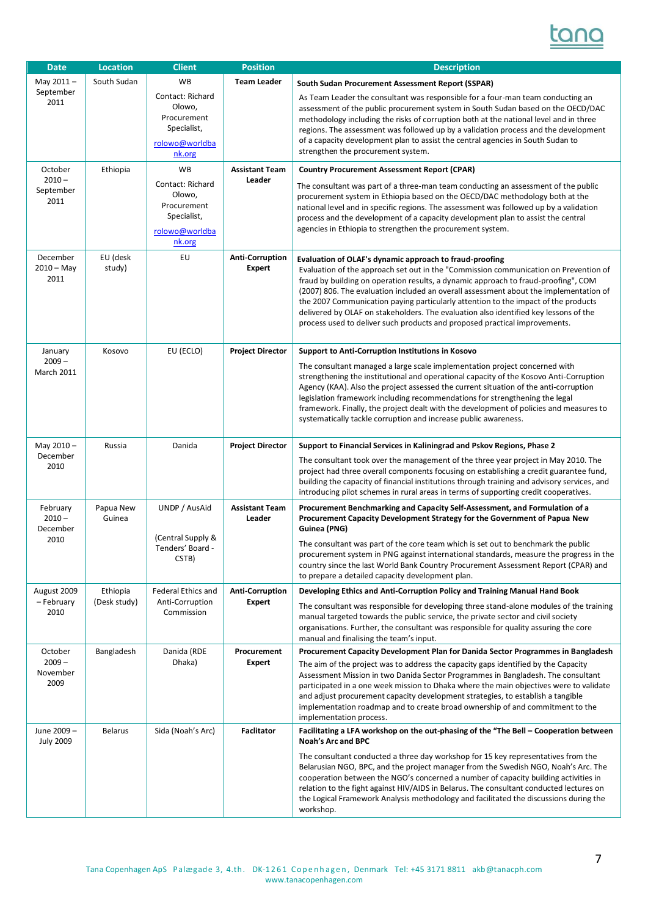| Date | Location | Client | Position | Description |
|---|---|---|---|---|
| May 2011 – September 2011 | South Sudan | WB<br><br>Contact: Richard Olowo, Procurement Specialist,<br><br>rolowo@worldbank.org | **Team Leader** | **South Sudan Procurement Assessment Report (SSPAR)**<br><br>As Team Leader the consultant was responsible for a four-man team conducting an assessment of the public procurement system in South Sudan based on the OECD/DAC methodology including the risks of corruption both at the national level and in three regions. The assessment was followed up by a validation process and the development of a capacity development plan to assist the central agencies in South Sudan to strengthen the procurement system. |
| October 2010 – September 2011 | Ethiopia | WB<br><br>Contact: Richard Olowo, Procurement Specialist,<br><br>rolowo@worldbank.org | **Assistant Team Leader** | **Country Procurement Assessment Report (CPAR)**<br><br>The consultant was part of a three-man team conducting an assessment of the public procurement system in Ethiopia based on the OECD/DAC methodology both at the national level and in specific regions. The assessment was followed up by a validation process and the development of a capacity development plan to assist the central agencies in Ethiopia to strengthen the procurement system. |
| December 2010 – May 2011 | EU (desk study) | EU | **Anti-Corruption Expert** | **Evaluation of OLAF's dynamic approach to fraud-proofing**<br>Evaluation of the approach set out in the "Commission communication on Prevention of fraud by building on operation results, a dynamic approach to fraud-proofing", COM (2007) 806. The evaluation included an overall assessment about the implementation of the 2007 Communication paying particularly attention to the impact of the products delivered by OLAF on stakeholders. The evaluation also identified key lessons of the process used to deliver such products and proposed practical improvements. |
| January 2009 – March 2011 | Kosovo | EU (ECLO) | **Project Director** | **Support to Anti-Corruption Institutions in Kosovo**<br><br>The consultant managed a large scale implementation project concerned with strengthening the institutional and operational capacity of the Kosovo Anti-Corruption Agency (KAA). Also the project assessed the current situation of the anti-corruption legislation framework including recommendations for strengthening the legal framework. Finally, the project dealt with the development of policies and measures to systematically tackle corruption and increase public awareness. |
| May 2010 – December 2010 | Russia | Danida | **Project Director** | **Support to Financial Services in Kaliningrad and Pskov Regions, Phase 2**<br><br>The consultant took over the management of the three year project in May 2010. The project had three overall components focusing on establishing a credit guarantee fund, building the capacity of financial institutions through training and advisory services, and introducing pilot schemes in rural areas in terms of supporting credit cooperatives. |
| February 2010 – December 2010 | Papua New Guinea | UNDP / AusAid<br><br>(Central Supply & Tenders' Board - CSTB) | **Assistant Team Leader** | **Procurement Benchmarking and Capacity Self-Assessment, and Formulation of a Procurement Capacity Development Strategy for the Government of Papua New Guinea (PNG)**<br><br>The consultant was part of the core team which is set out to benchmark the public procurement system in PNG against international standards, measure the progress in the country since the last World Bank Country Procurement Assessment Report (CPAR) and to prepare a detailed capacity development plan. |
| August 2009 – February 2010 | Ethiopia (Desk study) | Federal Ethics and Anti-Corruption Commission | **Anti-Corruption Expert** | **Developing Ethics and Anti-Corruption Policy and Training Manual Hand Book**<br><br>The consultant was responsible for developing three stand-alone modules of the training manual targeted towards the public service, the private sector and civil society organisations. Further, the consultant was responsible for quality assuring the core manual and finalising the team's input. |
| October 2009 – November 2009 | Bangladesh | Danida (RDE Dhaka) | **Procurement Expert** | **Procurement Capacity Development Plan for Danida Sector Programmes in Bangladesh**<br>The aim of the project was to address the capacity gaps identified by the Capacity Assessment Mission in two Danida Sector Programmes in Bangladesh. The consultant participated in a one week mission to Dhaka where the main objectives were to validate and adjust procurement capacity development strategies, to establish a tangible implementation roadmap and to create broad ownership of and commitment to the implementation process. |
| June 2009 – July 2009 | Belarus | Sida (Noah's Arc) | **Facilitator** | **Facilitating a LFA workshop on the out-phasing of the "The Bell – Cooperation between Noah's Arc and BPC**<br><br>The consultant conducted a three day workshop for 15 key representatives from the Belarusian NGO, BPC, and the project manager from the Swedish NGO, Noah's Arc. The cooperation between the NGO's concerned a number of capacity building activities in relation to the fight against HIV/AIDS in Belarus. The consultant conducted lectures on the Logical Framework Analysis methodology and facilitated the discussions during the workshop. |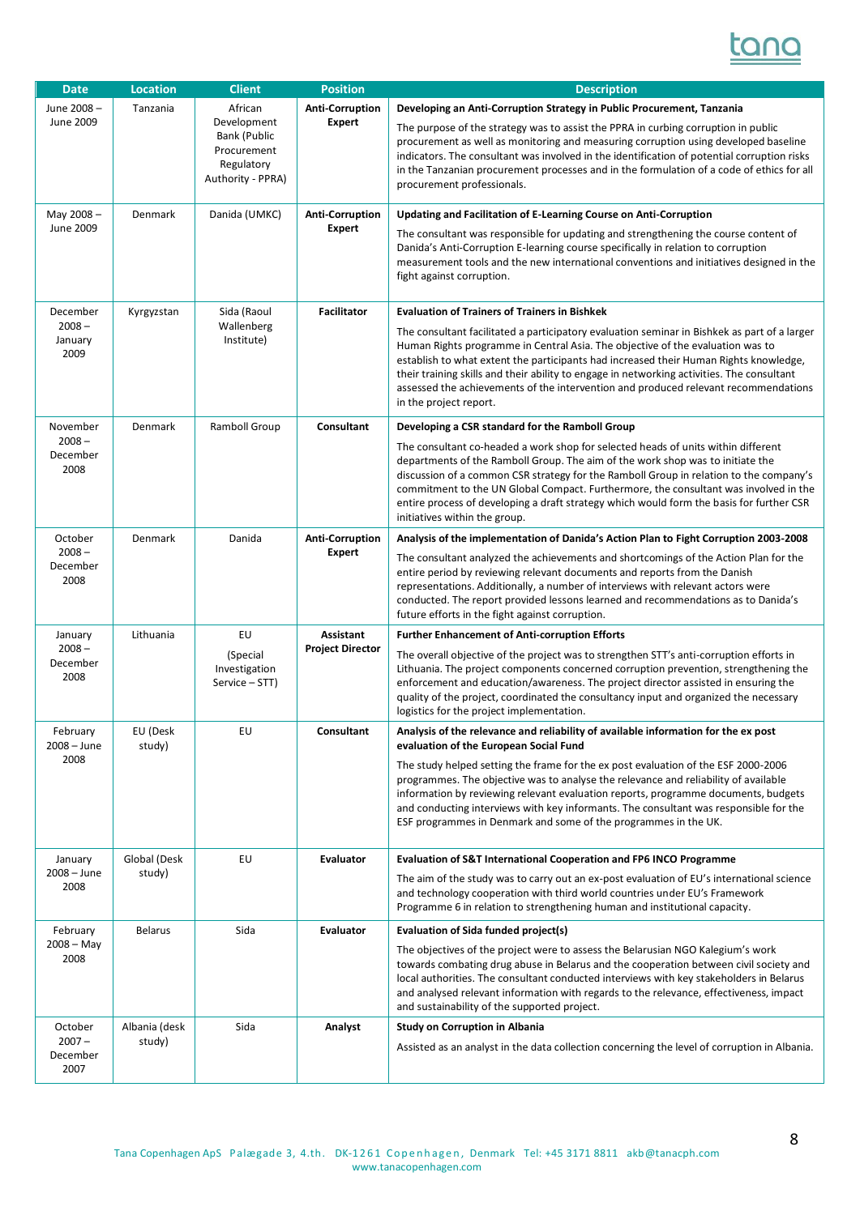| Date | Location | Client | Position | Description |
|---|---|---|---|---|
| June 2008 – June 2009 | Tanzania | African Development Bank (Public Procurement Regulatory Authority - PPRA) | **Anti-Corruption Expert** | **Developing an Anti-Corruption Strategy in Public Procurement, Tanzania**<br><br>The purpose of the strategy was to assist the PPRA in curbing corruption in public procurement as well as monitoring and measuring corruption using developed baseline indicators. The consultant was involved in the identification of potential corruption risks in the Tanzanian procurement processes and in the formulation of a code of ethics for all procurement professionals. |
| May 2008 – June 2009 | Denmark | Danida (UMKC) | **Anti-Corruption Expert** | **Updating and Facilitation of E-Learning Course on Anti-Corruption**<br><br>The consultant was responsible for updating and strengthening the course content of Danida's Anti-Corruption E-learning course specifically in relation to corruption measurement tools and the new international conventions and initiatives designed in the fight against corruption. |
| December 2008 – January 2009 | Kyrgyzstan | Sida (Raoul Wallenberg Institute) | **Facilitator** | **Evaluation of Trainers of Trainers in Bishkek**<br><br>The consultant facilitated a participatory evaluation seminar in Bishkek as part of a larger Human Rights programme in Central Asia. The objective of the evaluation was to establish to what extent the participants had increased their Human Rights knowledge, their training skills and their ability to engage in networking activities. The consultant assessed the achievements of the intervention and produced relevant recommendations in the project report. |
| November 2008 – December 2008 | Denmark | Ramboll Group | **Consultant** | **Developing a CSR standard for the Ramboll Group**<br><br>The consultant co-headed a work shop for selected heads of units within different departments of the Ramboll Group. The aim of the work shop was to initiate the discussion of a common CSR strategy for the Ramboll Group in relation to the company's commitment to the UN Global Compact. Furthermore, the consultant was involved in the entire process of developing a draft strategy which would form the basis for further CSR initiatives within the group. |
| October 2008 – December 2008 | Denmark | Danida | **Anti-Corruption Expert** | **Analysis of the implementation of Danida's Action Plan to Fight Corruption 2003-2008**<br><br>The consultant analyzed the achievements and shortcomings of the Action Plan for the entire period by reviewing relevant documents and reports from the Danish representations. Additionally, a number of interviews with relevant actors were conducted. The report provided lessons learned and recommendations as to Danida's future efforts in the fight against corruption. |
| January 2008 – December 2008 | Lithuania | EU<br><br>(Special Investigation Service – STT) | **Assistant Project Director** | **Further Enhancement of Anti-corruption Efforts**<br><br>The overall objective of the project was to strengthen STT's anti-corruption efforts in Lithuania. The project components concerned corruption prevention, strengthening the enforcement and education/awareness. The project director assisted in ensuring the quality of the project, coordinated the consultancy input and organized the necessary logistics for the project implementation. |
| February 2008 – June 2008 | EU (Desk study) | EU | **Consultant** | **Analysis of the relevance and reliability of available information for the ex post evaluation of the European Social Fund**<br><br>The study helped setting the frame for the ex post evaluation of the ESF 2000-2006 programmes. The objective was to analyse the relevance and reliability of available information by reviewing relevant evaluation reports, programme documents, budgets and conducting interviews with key informants. The consultant was responsible for the ESF programmes in Denmark and some of the programmes in the UK. |
| January 2008 – June 2008 | Global (Desk study) | EU | **Evaluator** | **Evaluation of S&T International Cooperation and FP6 INCO Programme**<br><br>The aim of the study was to carry out an ex-post evaluation of EU's international science and technology cooperation with third world countries under EU's Framework Programme 6 in relation to strengthening human and institutional capacity. |
| February 2008 – May 2008 | Belarus | Sida | **Evaluator** | **Evaluation of Sida funded project(s)**<br><br>The objectives of the project were to assess the Belarusian NGO Kalegium's work towards combating drug abuse in Belarus and the cooperation between civil society and local authorities. The consultant conducted interviews with key stakeholders in Belarus and analysed relevant information with regards to the relevance, effectiveness, impact and sustainability of the supported project. |
| October 2007 – December 2007 | Albania (desk study) | Sida | **Analyst** | **Study on Corruption in Albania**<br><br>Assisted as an analyst in the data collection concerning the level of corruption in Albania. |

Tana Copenhagen ApS Palægade 3, 4.th. DK-1261 Copenhagen, Denmark Tel: +45 3171 8811 akb@tanacph.com
www.tanacopenhagen.com